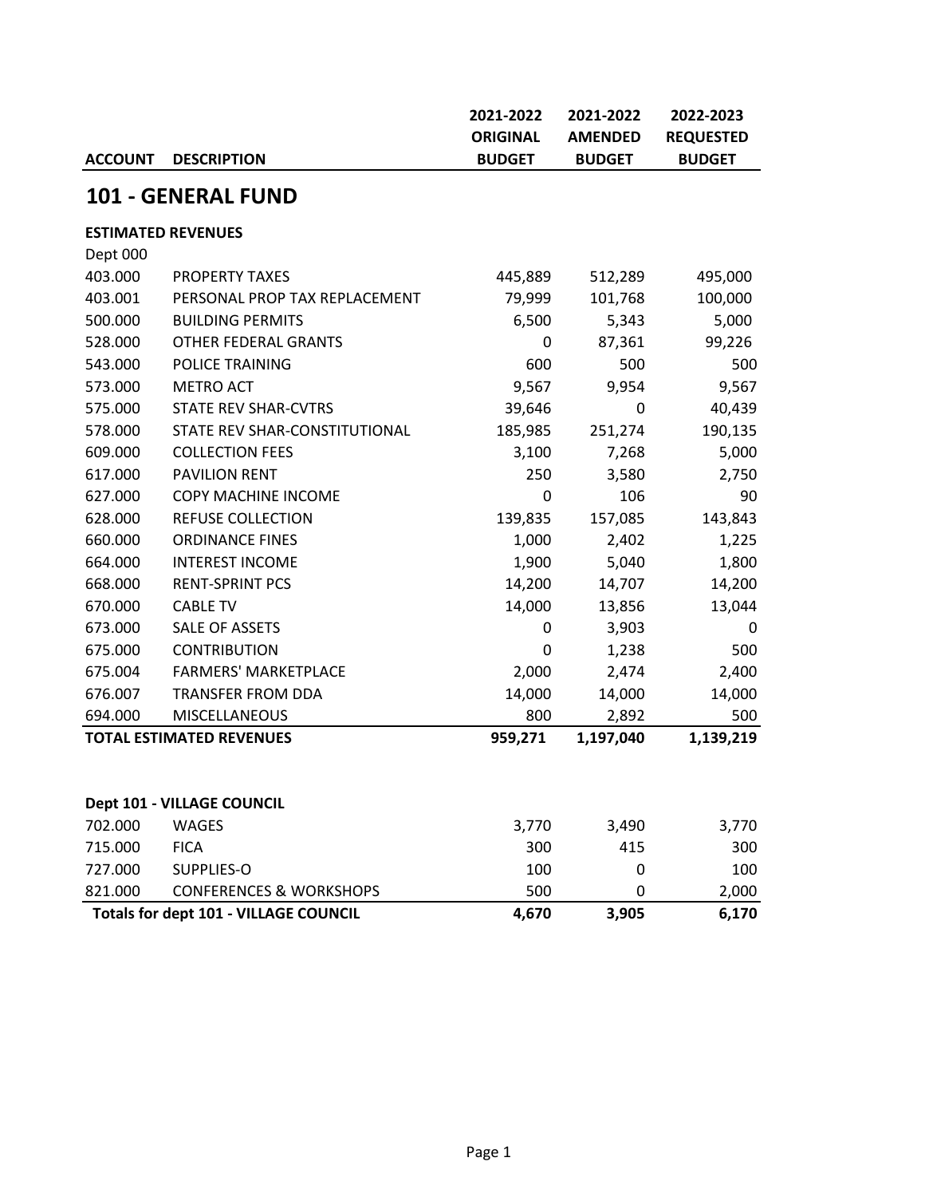| ACCOUNT | DESCRIPTION | 2021-2022 ORIGINAL BUDGET | 2021-2022 AMENDED BUDGET | 2022-2023 REQUESTED BUDGET |
|---|---|---|---|---|

## 101 - GENERAL FUND

**ESTIMATED REVENUES**

| ACCOUNT | DESCRIPTION | 2021-2022 ORIGINAL BUDGET | 2021-2022 AMENDED BUDGET | 2022-2023 REQUESTED BUDGET |
|---|---|---|---|---|
| Dept 000 | | | | |
| 403.000 | PROPERTY TAXES | 445,889 | 512,289 | 495,000 |
| 403.001 | PERSONAL PROP TAX REPLACEMENT | 79,999 | 101,768 | 100,000 |
| 500.000 | BUILDING PERMITS | 6,500 | 5,343 | 5,000 |
| 528.000 | OTHER FEDERAL GRANTS | 0 | 87,361 | 99,226 |
| 543.000 | POLICE TRAINING | 600 | 500 | 500 |
| 573.000 | METRO ACT | 9,567 | 9,954 | 9,567 |
| 575.000 | STATE REV SHAR-CVTRS | 39,646 | 0 | 40,439 |
| 578.000 | STATE REV SHAR-CONSTITUTIONAL | 185,985 | 251,274 | 190,135 |
| 609.000 | COLLECTION FEES | 3,100 | 7,268 | 5,000 |
| 617.000 | PAVILION RENT | 250 | 3,580 | 2,750 |
| 627.000 | COPY MACHINE INCOME | 0 | 106 | 90 |
| 628.000 | REFUSE COLLECTION | 139,835 | 157,085 | 143,843 |
| 660.000 | ORDINANCE FINES | 1,000 | 2,402 | 1,225 |
| 664.000 | INTEREST INCOME | 1,900 | 5,040 | 1,800 |
| 668.000 | RENT-SPRINT PCS | 14,200 | 14,707 | 14,200 |
| 670.000 | CABLE TV | 14,000 | 13,856 | 13,044 |
| 673.000 | SALE OF ASSETS | 0 | 3,903 | 0 |
| 675.000 | CONTRIBUTION | 0 | 1,238 | 500 |
| 675.004 | FARMERS' MARKETPLACE | 2,000 | 2,474 | 2,400 |
| 676.007 | TRANSFER FROM DDA | 14,000 | 14,000 | 14,000 |
| 694.000 | MISCELLANEOUS | 800 | 2,892 | 500 |
| **TOTAL ESTIMATED REVENUES** | | **959,271** | **1,197,040** | **1,139,219** |

**Dept 101 - VILLAGE COUNCIL**

| ACCOUNT | DESCRIPTION | 2021-2022 ORIGINAL BUDGET | 2021-2022 AMENDED BUDGET | 2022-2023 REQUESTED BUDGET |
|---|---|---|---|---|
| 702.000 | WAGES | 3,770 | 3,490 | 3,770 |
| 715.000 | FICA | 300 | 415 | 300 |
| 727.000 | SUPPLIES-O | 100 | 0 | 100 |
| 821.000 | CONFERENCES & WORKSHOPS | 500 | 0 | 2,000 |
| **Totals for dept 101 - VILLAGE COUNCIL** | | **4,670** | **3,905** | **6,170** |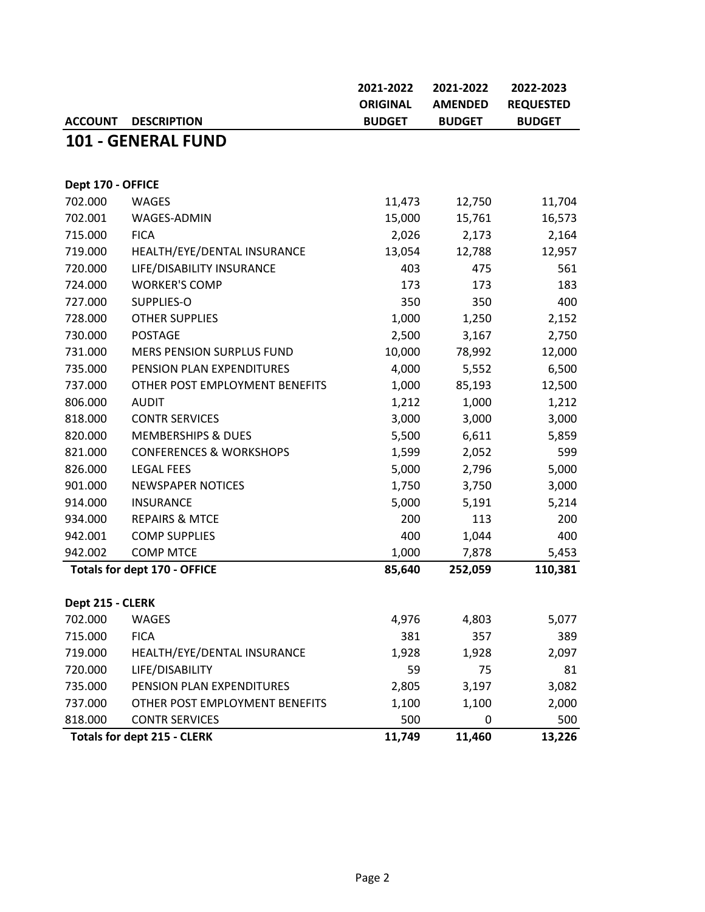| ACCOUNT | DESCRIPTION | 2021-2022 ORIGINAL BUDGET | 2021-2022 AMENDED BUDGET | 2022-2023 REQUESTED BUDGET |
|---|---|---|---|---|
| **101 - GENERAL FUND** | | | | |
| **Dept 170 - OFFICE** | | | | |
| 702.000 | WAGES | 11,473 | 12,750 | 11,704 |
| 702.001 | WAGES-ADMIN | 15,000 | 15,761 | 16,573 |
| 715.000 | FICA | 2,026 | 2,173 | 2,164 |
| 719.000 | HEALTH/EYE/DENTAL INSURANCE | 13,054 | 12,788 | 12,957 |
| 720.000 | LIFE/DISABILITY INSURANCE | 403 | 475 | 561 |
| 724.000 | WORKER'S COMP | 173 | 173 | 183 |
| 727.000 | SUPPLIES-O | 350 | 350 | 400 |
| 728.000 | OTHER SUPPLIES | 1,000 | 1,250 | 2,152 |
| 730.000 | POSTAGE | 2,500 | 3,167 | 2,750 |
| 731.000 | MERS PENSION SURPLUS FUND | 10,000 | 78,992 | 12,000 |
| 735.000 | PENSION PLAN EXPENDITURES | 4,000 | 5,552 | 6,500 |
| 737.000 | OTHER POST EMPLOYMENT BENEFITS | 1,000 | 85,193 | 12,500 |
| 806.000 | AUDIT | 1,212 | 1,000 | 1,212 |
| 818.000 | CONTR SERVICES | 3,000 | 3,000 | 3,000 |
| 820.000 | MEMBERSHIPS & DUES | 5,500 | 6,611 | 5,859 |
| 821.000 | CONFERENCES & WORKSHOPS | 1,599 | 2,052 | 599 |
| 826.000 | LEGAL FEES | 5,000 | 2,796 | 5,000 |
| 901.000 | NEWSPAPER NOTICES | 1,750 | 3,750 | 3,000 |
| 914.000 | INSURANCE | 5,000 | 5,191 | 5,214 |
| 934.000 | REPAIRS & MTCE | 200 | 113 | 200 |
| 942.001 | COMP SUPPLIES | 400 | 1,044 | 400 |
| 942.002 | COMP MTCE | 1,000 | 7,878 | 5,453 |
| **Totals for dept 170 - OFFICE** | | **85,640** | **252,059** | **110,381** |
| **Dept 215 - CLERK** | | | | |
| 702.000 | WAGES | 4,976 | 4,803 | 5,077 |
| 715.000 | FICA | 381 | 357 | 389 |
| 719.000 | HEALTH/EYE/DENTAL INSURANCE | 1,928 | 1,928 | 2,097 |
| 720.000 | LIFE/DISABILITY | 59 | 75 | 81 |
| 735.000 | PENSION PLAN EXPENDITURES | 2,805 | 3,197 | 3,082 |
| 737.000 | OTHER POST EMPLOYMENT BENEFITS | 1,100 | 1,100 | 2,000 |
| 818.000 | CONTR SERVICES | 500 | 0 | 500 |
| **Totals for dept 215 - CLERK** | | **11,749** | **11,460** | **13,226** |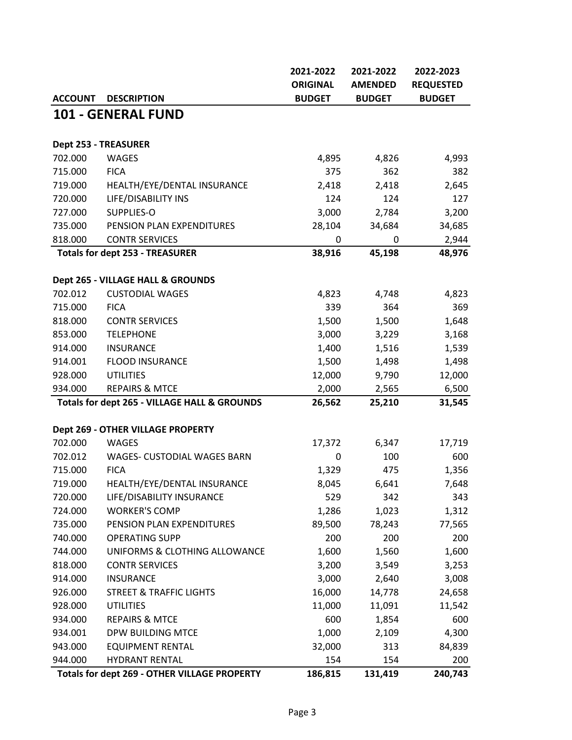| ACCOUNT | DESCRIPTION | 2021-2022 ORIGINAL BUDGET | 2021-2022 AMENDED BUDGET | 2022-2023 REQUESTED BUDGET |
|---|---|---|---|---|
| **101 - GENERAL FUND** | | | | |
| **Dept 253 - TREASURER** | | | | |
| 702.000 | WAGES | 4,895 | 4,826 | 4,993 |
| 715.000 | FICA | 375 | 362 | 382 |
| 719.000 | HEALTH/EYE/DENTAL INSURANCE | 2,418 | 2,418 | 2,645 |
| 720.000 | LIFE/DISABILITY INS | 124 | 124 | 127 |
| 727.000 | SUPPLIES-O | 3,000 | 2,784 | 3,200 |
| 735.000 | PENSION PLAN EXPENDITURES | 28,104 | 34,684 | 34,685 |
| 818.000 | CONTR SERVICES | 0 | 0 | 2,944 |
| **Totals for dept 253 - TREASURER** | | **38,916** | **45,198** | **48,976** |
| **Dept 265 - VILLAGE HALL & GROUNDS** | | | | |
| 702.012 | CUSTODIAL WAGES | 4,823 | 4,748 | 4,823 |
| 715.000 | FICA | 339 | 364 | 369 |
| 818.000 | CONTR SERVICES | 1,500 | 1,500 | 1,648 |
| 853.000 | TELEPHONE | 3,000 | 3,229 | 3,168 |
| 914.000 | INSURANCE | 1,400 | 1,516 | 1,539 |
| 914.001 | FLOOD INSURANCE | 1,500 | 1,498 | 1,498 |
| 928.000 | UTILITIES | 12,000 | 9,790 | 12,000 |
| 934.000 | REPAIRS & MTCE | 2,000 | 2,565 | 6,500 |
| **Totals for dept 265 - VILLAGE HALL & GROUNDS** | | **26,562** | **25,210** | **31,545** |
| **Dept 269 - OTHER VILLAGE PROPERTY** | | | | |
| 702.000 | WAGES | 17,372 | 6,347 | 17,719 |
| 702.012 | WAGES- CUSTODIAL WAGES BARN | 0 | 100 | 600 |
| 715.000 | FICA | 1,329 | 475 | 1,356 |
| 719.000 | HEALTH/EYE/DENTAL INSURANCE | 8,045 | 6,641 | 7,648 |
| 720.000 | LIFE/DISABILITY INSURANCE | 529 | 342 | 343 |
| 724.000 | WORKER'S COMP | 1,286 | 1,023 | 1,312 |
| 735.000 | PENSION PLAN EXPENDITURES | 89,500 | 78,243 | 77,565 |
| 740.000 | OPERATING SUPP | 200 | 200 | 200 |
| 744.000 | UNIFORMS & CLOTHING ALLOWANCE | 1,600 | 1,560 | 1,600 |
| 818.000 | CONTR SERVICES | 3,200 | 3,549 | 3,253 |
| 914.000 | INSURANCE | 3,000 | 2,640 | 3,008 |
| 926.000 | STREET & TRAFFIC LIGHTS | 16,000 | 14,778 | 24,658 |
| 928.000 | UTILITIES | 11,000 | 11,091 | 11,542 |
| 934.000 | REPAIRS & MTCE | 600 | 1,854 | 600 |
| 934.001 | DPW BUILDING MTCE | 1,000 | 2,109 | 4,300 |
| 943.000 | EQUIPMENT RENTAL | 32,000 | 313 | 84,839 |
| 944.000 | HYDRANT RENTAL | 154 | 154 | 200 |
| **Totals for dept 269 - OTHER VILLAGE PROPERTY** | | **186,815** | **131,419** | **240,743** |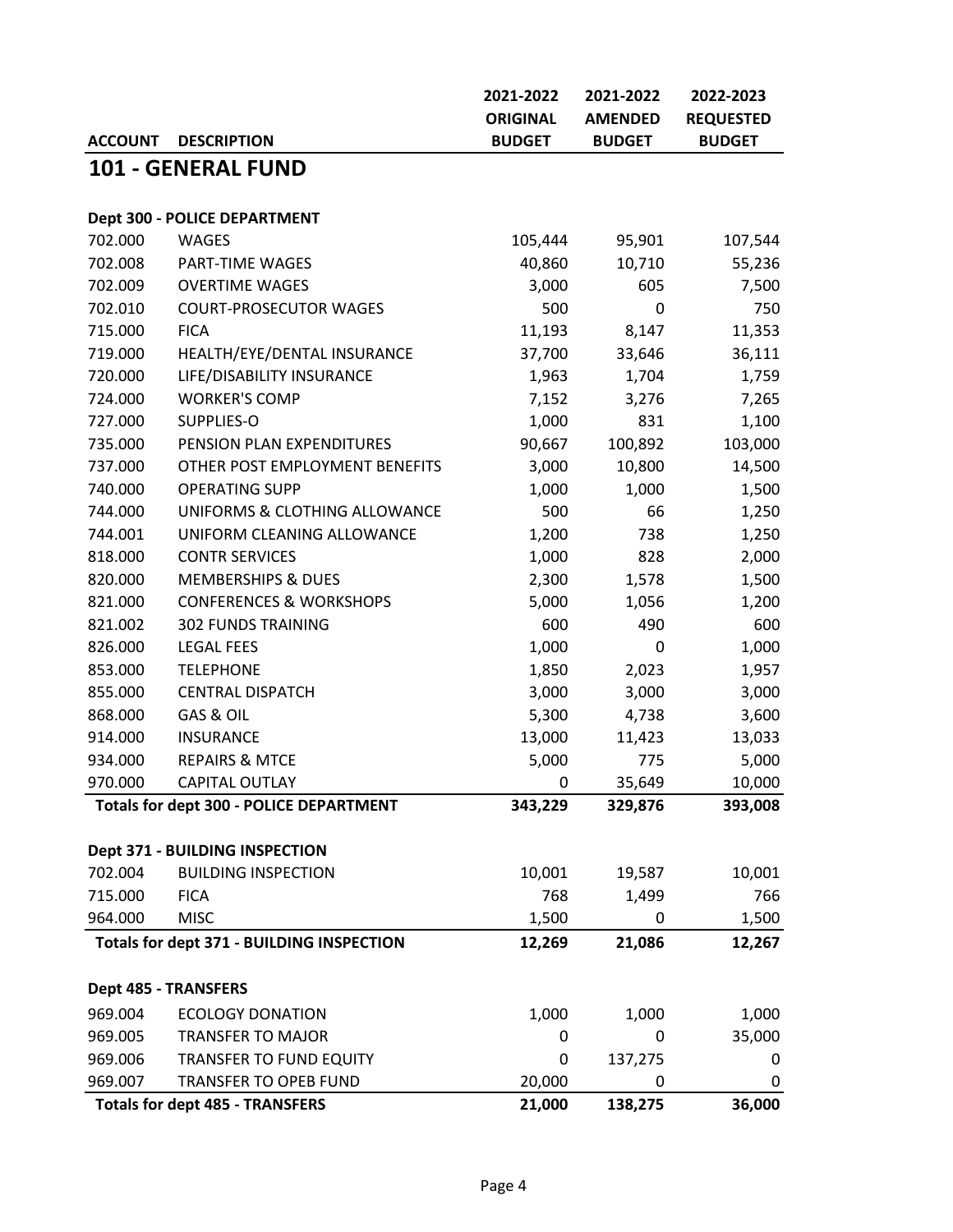| ACCOUNT | DESCRIPTION | 2021-2022 ORIGINAL BUDGET | 2021-2022 AMENDED BUDGET | 2022-2023 REQUESTED BUDGET |
|---|---|---|---|---|

## 101 - GENERAL FUND

### Dept 300 - POLICE DEPARTMENT

| ACCOUNT | DESCRIPTION | 2021-2022 ORIGINAL BUDGET | 2021-2022 AMENDED BUDGET | 2022-2023 REQUESTED BUDGET |
|---|---|---|---|---|
| 702.000 | WAGES | 105,444 | 95,901 | 107,544 |
| 702.008 | PART-TIME WAGES | 40,860 | 10,710 | 55,236 |
| 702.009 | OVERTIME WAGES | 3,000 | 605 | 7,500 |
| 702.010 | COURT-PROSECUTOR WAGES | 500 | 0 | 750 |
| 715.000 | FICA | 11,193 | 8,147 | 11,353 |
| 719.000 | HEALTH/EYE/DENTAL INSURANCE | 37,700 | 33,646 | 36,111 |
| 720.000 | LIFE/DISABILITY INSURANCE | 1,963 | 1,704 | 1,759 |
| 724.000 | WORKER'S COMP | 7,152 | 3,276 | 7,265 |
| 727.000 | SUPPLIES-O | 1,000 | 831 | 1,100 |
| 735.000 | PENSION PLAN EXPENDITURES | 90,667 | 100,892 | 103,000 |
| 737.000 | OTHER POST EMPLOYMENT BENEFITS | 3,000 | 10,800 | 14,500 |
| 740.000 | OPERATING SUPP | 1,000 | 1,000 | 1,500 |
| 744.000 | UNIFORMS & CLOTHING ALLOWANCE | 500 | 66 | 1,250 |
| 744.001 | UNIFORM CLEANING ALLOWANCE | 1,200 | 738 | 1,250 |
| 818.000 | CONTR SERVICES | 1,000 | 828 | 2,000 |
| 820.000 | MEMBERSHIPS & DUES | 2,300 | 1,578 | 1,500 |
| 821.000 | CONFERENCES & WORKSHOPS | 5,000 | 1,056 | 1,200 |
| 821.002 | 302 FUNDS TRAINING | 600 | 490 | 600 |
| 826.000 | LEGAL FEES | 1,000 | 0 | 1,000 |
| 853.000 | TELEPHONE | 1,850 | 2,023 | 1,957 |
| 855.000 | CENTRAL DISPATCH | 3,000 | 3,000 | 3,000 |
| 868.000 | GAS & OIL | 5,300 | 4,738 | 3,600 |
| 914.000 | INSURANCE | 13,000 | 11,423 | 13,033 |
| 934.000 | REPAIRS & MTCE | 5,000 | 775 | 5,000 |
| 970.000 | CAPITAL OUTLAY | 0 | 35,649 | 10,000 |
| **Totals for dept 300 - POLICE DEPARTMENT** | | **343,229** | **329,876** | **393,008** |

### Dept 371 - BUILDING INSPECTION

| ACCOUNT | DESCRIPTION | 2021-2022 ORIGINAL BUDGET | 2021-2022 AMENDED BUDGET | 2022-2023 REQUESTED BUDGET |
|---|---|---|---|---|
| 702.004 | BUILDING INSPECTION | 10,001 | 19,587 | 10,001 |
| 715.000 | FICA | 768 | 1,499 | 766 |
| 964.000 | MISC | 1,500 | 0 | 1,500 |
| **Totals for dept 371 - BUILDING INSPECTION** | | **12,269** | **21,086** | **12,267** |

### Dept 485 - TRANSFERS

| ACCOUNT | DESCRIPTION | 2021-2022 ORIGINAL BUDGET | 2021-2022 AMENDED BUDGET | 2022-2023 REQUESTED BUDGET |
|---|---|---|---|---|
| 969.004 | ECOLOGY DONATION | 1,000 | 1,000 | 1,000 |
| 969.005 | TRANSFER TO MAJOR | 0 | 0 | 35,000 |
| 969.006 | TRANSFER TO FUND EQUITY | 0 | 137,275 | 0 |
| 969.007 | TRANSFER TO OPEB FUND | 20,000 | 0 | 0 |
| **Totals for dept 485 - TRANSFERS** | | **21,000** | **138,275** | **36,000** |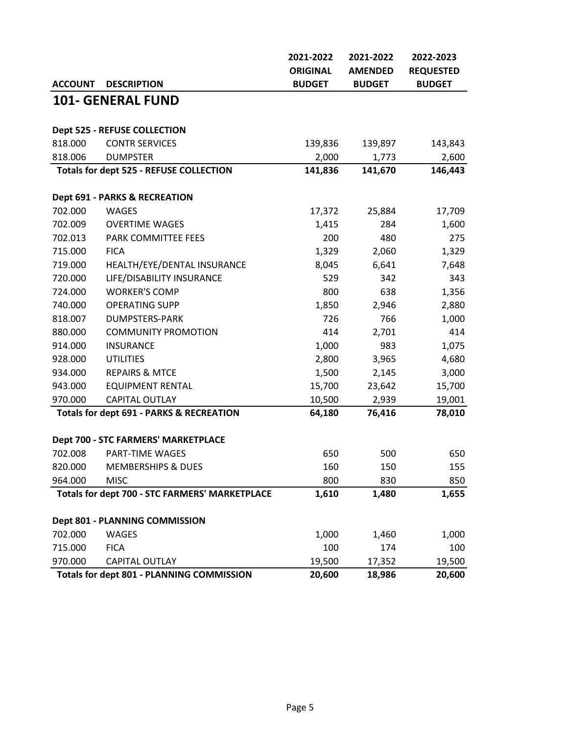| ACCOUNT | DESCRIPTION | 2021-2022 ORIGINAL BUDGET | 2021-2022 AMENDED BUDGET | 2022-2023 REQUESTED BUDGET |
|---|---|---|---|---|
| **101- GENERAL FUND** | | | | |
| | | | | |
| **Dept 525 - REFUSE COLLECTION** | | | | |
| 818.000 | CONTR SERVICES | 139,836 | 139,897 | 143,843 |
| 818.006 | DUMPSTER | 2,000 | 1,773 | 2,600 |
| **Totals for dept 525 - REFUSE COLLECTION** | | **141,836** | **141,670** | **146,443** |
| | | | | |
| **Dept 691 - PARKS & RECREATION** | | | | |
| 702.000 | WAGES | 17,372 | 25,884 | 17,709 |
| 702.009 | OVERTIME WAGES | 1,415 | 284 | 1,600 |
| 702.013 | PARK COMMITTEE FEES | 200 | 480 | 275 |
| 715.000 | FICA | 1,329 | 2,060 | 1,329 |
| 719.000 | HEALTH/EYE/DENTAL INSURANCE | 8,045 | 6,641 | 7,648 |
| 720.000 | LIFE/DISABILITY INSURANCE | 529 | 342 | 343 |
| 724.000 | WORKER'S COMP | 800 | 638 | 1,356 |
| 740.000 | OPERATING SUPP | 1,850 | 2,946 | 2,880 |
| 818.007 | DUMPSTERS-PARK | 726 | 766 | 1,000 |
| 880.000 | COMMUNITY PROMOTION | 414 | 2,701 | 414 |
| 914.000 | INSURANCE | 1,000 | 983 | 1,075 |
| 928.000 | UTILITIES | 2,800 | 3,965 | 4,680 |
| 934.000 | REPAIRS & MTCE | 1,500 | 2,145 | 3,000 |
| 943.000 | EQUIPMENT RENTAL | 15,700 | 23,642 | 15,700 |
| 970.000 | CAPITAL OUTLAY | 10,500 | 2,939 | 19,001 |
| **Totals for dept 691 - PARKS & RECREATION** | | **64,180** | **76,416** | **78,010** |
| | | | | |
| **Dept 700 - STC FARMERS' MARKETPLACE** | | | | |
| 702.008 | PART-TIME WAGES | 650 | 500 | 650 |
| 820.000 | MEMBERSHIPS & DUES | 160 | 150 | 155 |
| 964.000 | MISC | 800 | 830 | 850 |
| **Totals for dept 700 - STC FARMERS' MARKETPLACE** | | **1,610** | **1,480** | **1,655** |
| | | | | |
| **Dept 801 - PLANNING COMMISSION** | | | | |
| 702.000 | WAGES | 1,000 | 1,460 | 1,000 |
| 715.000 | FICA | 100 | 174 | 100 |
| 970.000 | CAPITAL OUTLAY | 19,500 | 17,352 | 19,500 |
| **Totals for dept 801 - PLANNING COMMISSION** | | **20,600** | **18,986** | **20,600** |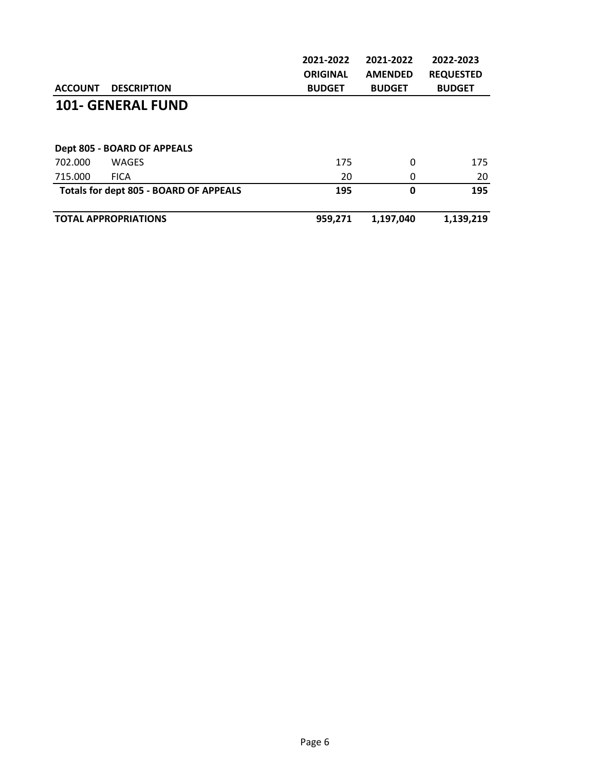| ACCOUNT | DESCRIPTION | 2021-2022 ORIGINAL BUDGET | 2021-2022 AMENDED BUDGET | 2022-2023 REQUESTED BUDGET |
|---|---|---|---|---|
| **101- GENERAL FUND** | | | | |
| **Dept 805 - BOARD OF APPEALS** | | | | |
| 702.000 | WAGES | 175 | 0 | 175 |
| 715.000 | FICA | 20 | 0 | 20 |
| **Totals for dept 805 - BOARD OF APPEALS** | | **195** | **0** | **195** |
| **TOTAL APPROPRIATIONS** | | **959,271** | **1,197,040** | **1,139,219** |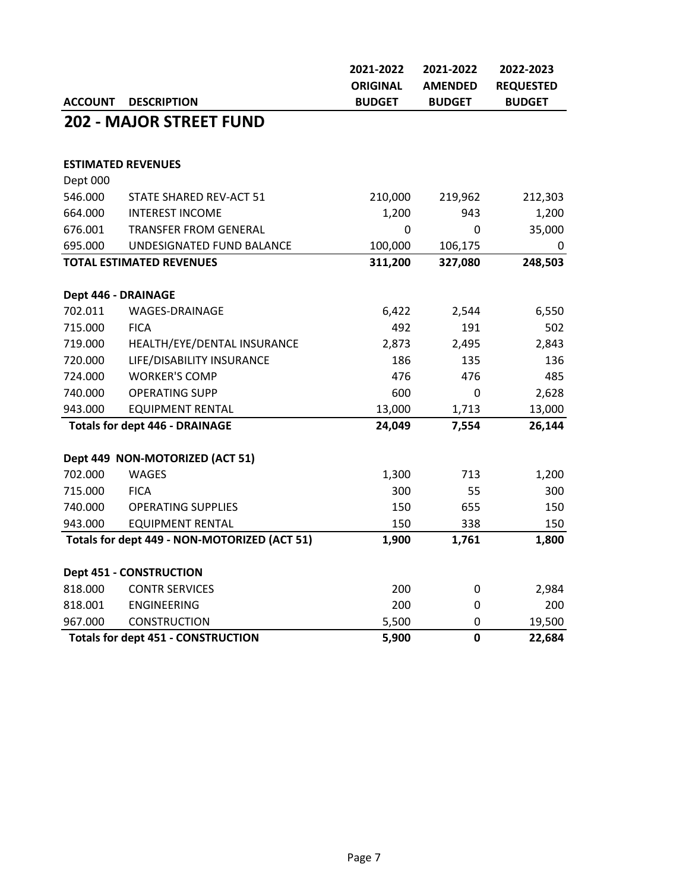| ACCOUNT | DESCRIPTION | 2021-2022 ORIGINAL BUDGET | 2021-2022 AMENDED BUDGET | 2022-2023 REQUESTED BUDGET |
|---|---|---|---|---|

## 202 - MAJOR STREET FUND

| ACCOUNT | DESCRIPTION | 2021-2022 ORIGINAL BUDGET | 2021-2022 AMENDED BUDGET | 2022-2023 REQUESTED BUDGET |
|---|---|---|---|---|
| **ESTIMATED REVENUES** | | | | |
| Dept 000 | | | | |
| 546.000 | STATE SHARED REV-ACT 51 | 210,000 | 219,962 | 212,303 |
| 664.000 | INTEREST INCOME | 1,200 | 943 | 1,200 |
| 676.001 | TRANSFER FROM GENERAL | 0 | 0 | 35,000 |
| 695.000 | UNDESIGNATED FUND BALANCE | 100,000 | 106,175 | 0 |
| **TOTAL ESTIMATED REVENUES** | | **311,200** | **327,080** | **248,503** |
| **Dept 446 - DRAINAGE** | | | | |
| 702.011 | WAGES-DRAINAGE | 6,422 | 2,544 | 6,550 |
| 715.000 | FICA | 492 | 191 | 502 |
| 719.000 | HEALTH/EYE/DENTAL INSURANCE | 2,873 | 2,495 | 2,843 |
| 720.000 | LIFE/DISABILITY INSURANCE | 186 | 135 | 136 |
| 724.000 | WORKER'S COMP | 476 | 476 | 485 |
| 740.000 | OPERATING SUPP | 600 | 0 | 2,628 |
| 943.000 | EQUIPMENT RENTAL | 13,000 | 1,713 | 13,000 |
| **Totals for dept 446 - DRAINAGE** | | **24,049** | **7,554** | **26,144** |
| **Dept 449 NON-MOTORIZED (ACT 51)** | | | | |
| 702.000 | WAGES | 1,300 | 713 | 1,200 |
| 715.000 | FICA | 300 | 55 | 300 |
| 740.000 | OPERATING SUPPLIES | 150 | 655 | 150 |
| 943.000 | EQUIPMENT RENTAL | 150 | 338 | 150 |
| **Totals for dept 449 - NON-MOTORIZED (ACT 51)** | | **1,900** | **1,761** | **1,800** |
| **Dept 451 - CONSTRUCTION** | | | | |
| 818.000 | CONTR SERVICES | 200 | 0 | 2,984 |
| 818.001 | ENGINEERING | 200 | 0 | 200 |
| 967.000 | CONSTRUCTION | 5,500 | 0 | 19,500 |
| **Totals for dept 451 - CONSTRUCTION** | | **5,900** | **0** | **22,684** |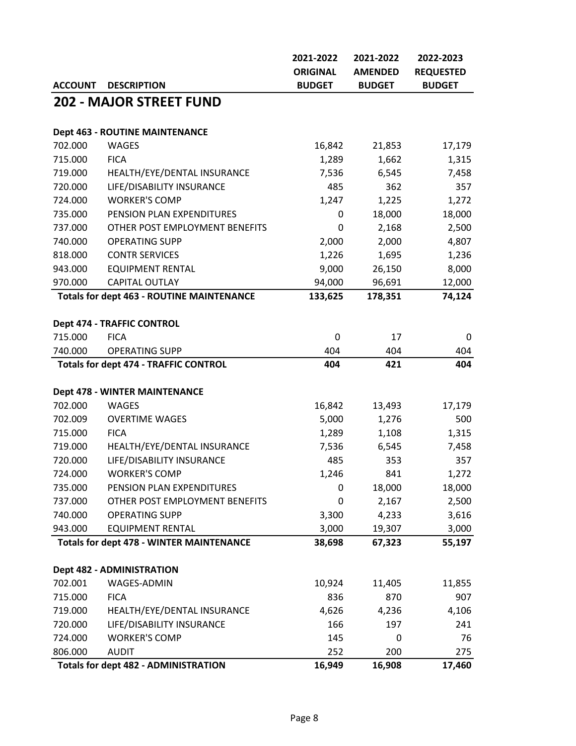| ACCOUNT | DESCRIPTION | 2021-2022 ORIGINAL BUDGET | 2021-2022 AMENDED BUDGET | 2022-2023 REQUESTED BUDGET |
|---|---|---|---|---|

## 202 - MAJOR STREET FUND

| ACCOUNT | DESCRIPTION | 2021-2022 ORIGINAL BUDGET | 2021-2022 AMENDED BUDGET | 2022-2023 REQUESTED BUDGET |
|---|---|---|---|---|
| **Dept 463 - ROUTINE MAINTENANCE** | | | | |
| 702.000 | WAGES | 16,842 | 21,853 | 17,179 |
| 715.000 | FICA | 1,289 | 1,662 | 1,315 |
| 719.000 | HEALTH/EYE/DENTAL INSURANCE | 7,536 | 6,545 | 7,458 |
| 720.000 | LIFE/DISABILITY INSURANCE | 485 | 362 | 357 |
| 724.000 | WORKER'S COMP | 1,247 | 1,225 | 1,272 |
| 735.000 | PENSION PLAN EXPENDITURES | 0 | 18,000 | 18,000 |
| 737.000 | OTHER POST EMPLOYMENT BENEFITS | 0 | 2,168 | 2,500 |
| 740.000 | OPERATING SUPP | 2,000 | 2,000 | 4,807 |
| 818.000 | CONTR SERVICES | 1,226 | 1,695 | 1,236 |
| 943.000 | EQUIPMENT RENTAL | 9,000 | 26,150 | 8,000 |
| 970.000 | CAPITAL OUTLAY | 94,000 | 96,691 | 12,000 |
| **Totals for dept 463 - ROUTINE MAINTENANCE** | | **133,625** | **178,351** | **74,124** |
| **Dept 474 - TRAFFIC CONTROL** | | | | |
| 715.000 | FICA | 0 | 17 | 0 |
| 740.000 | OPERATING SUPP | 404 | 404 | 404 |
| **Totals for dept 474 - TRAFFIC CONTROL** | | **404** | **421** | **404** |
| **Dept 478 - WINTER MAINTENANCE** | | | | |
| 702.000 | WAGES | 16,842 | 13,493 | 17,179 |
| 702.009 | OVERTIME WAGES | 5,000 | 1,276 | 500 |
| 715.000 | FICA | 1,289 | 1,108 | 1,315 |
| 719.000 | HEALTH/EYE/DENTAL INSURANCE | 7,536 | 6,545 | 7,458 |
| 720.000 | LIFE/DISABILITY INSURANCE | 485 | 353 | 357 |
| 724.000 | WORKER'S COMP | 1,246 | 841 | 1,272 |
| 735.000 | PENSION PLAN EXPENDITURES | 0 | 18,000 | 18,000 |
| 737.000 | OTHER POST EMPLOYMENT BENEFITS | 0 | 2,167 | 2,500 |
| 740.000 | OPERATING SUPP | 3,300 | 4,233 | 3,616 |
| 943.000 | EQUIPMENT RENTAL | 3,000 | 19,307 | 3,000 |
| **Totals for dept 478 - WINTER MAINTENANCE** | | **38,698** | **67,323** | **55,197** |
| **Dept 482 - ADMINISTRATION** | | | | |
| 702.001 | WAGES-ADMIN | 10,924 | 11,405 | 11,855 |
| 715.000 | FICA | 836 | 870 | 907 |
| 719.000 | HEALTH/EYE/DENTAL INSURANCE | 4,626 | 4,236 | 4,106 |
| 720.000 | LIFE/DISABILITY INSURANCE | 166 | 197 | 241 |
| 724.000 | WORKER'S COMP | 145 | 0 | 76 |
| 806.000 | AUDIT | 252 | 200 | 275 |
| **Totals for dept 482 - ADMINISTRATION** | | **16,949** | **16,908** | **17,460** |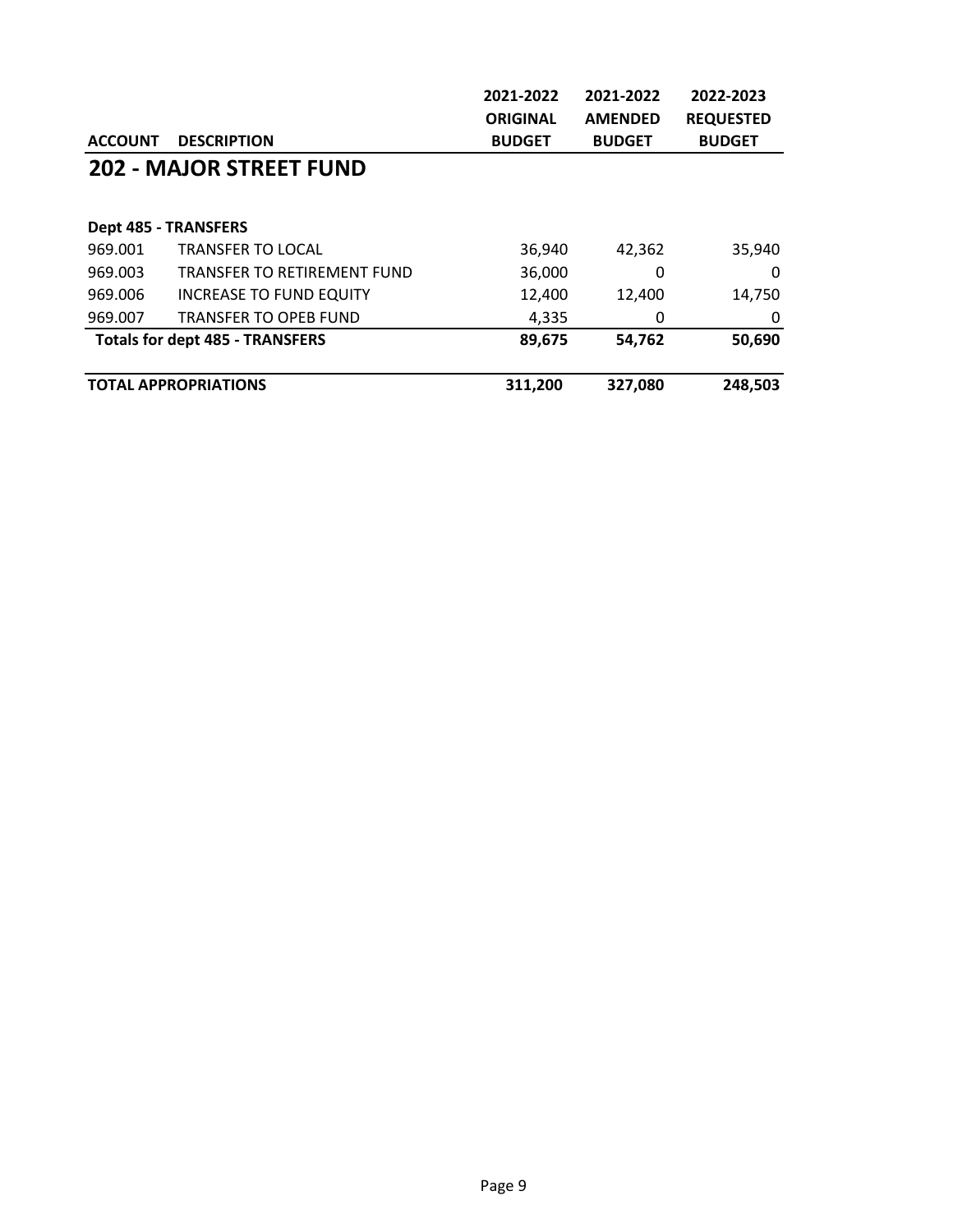| ACCOUNT | DESCRIPTION | 2021-2022 ORIGINAL BUDGET | 2021-2022 AMENDED BUDGET | 2022-2023 REQUESTED BUDGET |
|---|---|---|---|---|

## 202 - MAJOR STREET FUND

| ACCOUNT | DESCRIPTION | 2021-2022 ORIGINAL BUDGET | 2021-2022 AMENDED BUDGET | 2022-2023 REQUESTED BUDGET |
|---|---|---|---|---|
| **Dept 485 - TRANSFERS** | | | | |
| 969.001 | TRANSFER TO LOCAL | 36,940 | 42,362 | 35,940 |
| 969.003 | TRANSFER TO RETIREMENT FUND | 36,000 | 0 | 0 |
| 969.006 | INCREASE TO FUND EQUITY | 12,400 | 12,400 | 14,750 |
| 969.007 | TRANSFER TO OPEB FUND | 4,335 | 0 | 0 |
| **Totals for dept 485 - TRANSFERS** | | **89,675** | **54,762** | **50,690** |
| **TOTAL APPROPRIATIONS** | | **311,200** | **327,080** | **248,503** |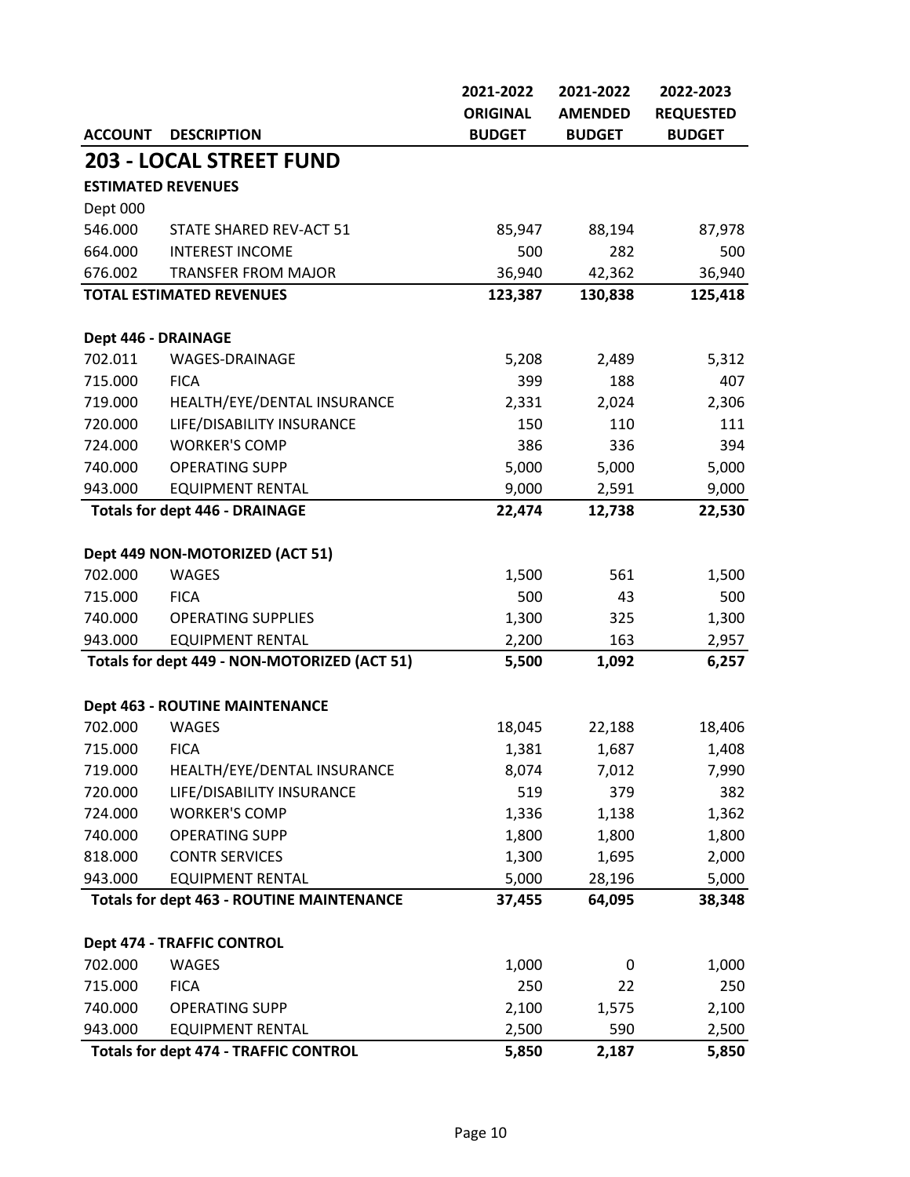| ACCOUNT | DESCRIPTION | 2021-2022 ORIGINAL BUDGET | 2021-2022 AMENDED BUDGET | 2022-2023 REQUESTED BUDGET |
|---|---|---|---|---|
| **203 - LOCAL STREET FUND** | | | | |
| **ESTIMATED REVENUES** | | | | |
| Dept 000 | | | | |
| 546.000 | STATE SHARED REV-ACT 51 | 85,947 | 88,194 | 87,978 |
| 664.000 | INTEREST INCOME | 500 | 282 | 500 |
| 676.002 | TRANSFER FROM MAJOR | 36,940 | 42,362 | 36,940 |
| **TOTAL ESTIMATED REVENUES** | | **123,387** | **130,838** | **125,418** |
| | | | | |
| **Dept 446 - DRAINAGE** | | | | |
| 702.011 | WAGES-DRAINAGE | 5,208 | 2,489 | 5,312 |
| 715.000 | FICA | 399 | 188 | 407 |
| 719.000 | HEALTH/EYE/DENTAL INSURANCE | 2,331 | 2,024 | 2,306 |
| 720.000 | LIFE/DISABILITY INSURANCE | 150 | 110 | 111 |
| 724.000 | WORKER'S COMP | 386 | 336 | 394 |
| 740.000 | OPERATING SUPP | 5,000 | 5,000 | 5,000 |
| 943.000 | EQUIPMENT RENTAL | 9,000 | 2,591 | 9,000 |
| **Totals for dept 446 - DRAINAGE** | | **22,474** | **12,738** | **22,530** |
| | | | | |
| **Dept 449 NON-MOTORIZED (ACT 51)** | | | | |
| 702.000 | WAGES | 1,500 | 561 | 1,500 |
| 715.000 | FICA | 500 | 43 | 500 |
| 740.000 | OPERATING SUPPLIES | 1,300 | 325 | 1,300 |
| 943.000 | EQUIPMENT RENTAL | 2,200 | 163 | 2,957 |
| **Totals for dept 449 - NON-MOTORIZED (ACT 51)** | | **5,500** | **1,092** | **6,257** |
| | | | | |
| **Dept 463 - ROUTINE MAINTENANCE** | | | | |
| 702.000 | WAGES | 18,045 | 22,188 | 18,406 |
| 715.000 | FICA | 1,381 | 1,687 | 1,408 |
| 719.000 | HEALTH/EYE/DENTAL INSURANCE | 8,074 | 7,012 | 7,990 |
| 720.000 | LIFE/DISABILITY INSURANCE | 519 | 379 | 382 |
| 724.000 | WORKER'S COMP | 1,336 | 1,138 | 1,362 |
| 740.000 | OPERATING SUPP | 1,800 | 1,800 | 1,800 |
| 818.000 | CONTR SERVICES | 1,300 | 1,695 | 2,000 |
| 943.000 | EQUIPMENT RENTAL | 5,000 | 28,196 | 5,000 |
| **Totals for dept 463 - ROUTINE MAINTENANCE** | | **37,455** | **64,095** | **38,348** |
| | | | | |
| **Dept 474 - TRAFFIC CONTROL** | | | | |
| 702.000 | WAGES | 1,000 | 0 | 1,000 |
| 715.000 | FICA | 250 | 22 | 250 |
| 740.000 | OPERATING SUPP | 2,100 | 1,575 | 2,100 |
| 943.000 | EQUIPMENT RENTAL | 2,500 | 590 | 2,500 |
| **Totals for dept 474 - TRAFFIC CONTROL** | | **5,850** | **2,187** | **5,850** |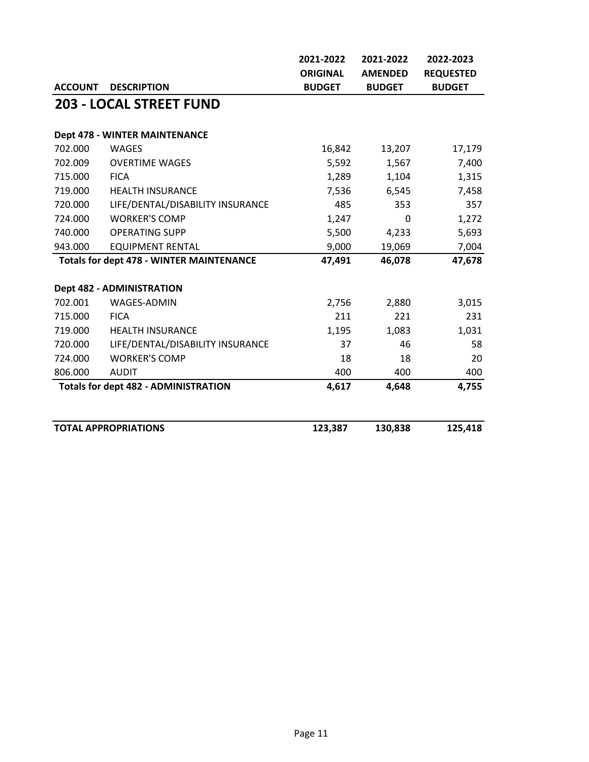| ACCOUNT | DESCRIPTION | 2021-2022 ORIGINAL BUDGET | 2021-2022 AMENDED BUDGET | 2022-2023 REQUESTED BUDGET |
|---|---|---|---|---|
| **203 - LOCAL STREET FUND** | | | | |
| **Dept 478 - WINTER MAINTENANCE** | | | | |
| 702.000 | WAGES | 16,842 | 13,207 | 17,179 |
| 702.009 | OVERTIME WAGES | 5,592 | 1,567 | 7,400 |
| 715.000 | FICA | 1,289 | 1,104 | 1,315 |
| 719.000 | HEALTH INSURANCE | 7,536 | 6,545 | 7,458 |
| 720.000 | LIFE/DENTAL/DISABILITY INSURANCE | 485 | 353 | 357 |
| 724.000 | WORKER'S COMP | 1,247 | 0 | 1,272 |
| 740.000 | OPERATING SUPP | 5,500 | 4,233 | 5,693 |
| 943.000 | EQUIPMENT RENTAL | 9,000 | 19,069 | 7,004 |
| **Totals for dept 478 - WINTER MAINTENANCE** | | **47,491** | **46,078** | **47,678** |
| **Dept 482 - ADMINISTRATION** | | | | |
| 702.001 | WAGES-ADMIN | 2,756 | 2,880 | 3,015 |
| 715.000 | FICA | 211 | 221 | 231 |
| 719.000 | HEALTH INSURANCE | 1,195 | 1,083 | 1,031 |
| 720.000 | LIFE/DENTAL/DISABILITY INSURANCE | 37 | 46 | 58 |
| 724.000 | WORKER'S COMP | 18 | 18 | 20 |
| 806.000 | AUDIT | 400 | 400 | 400 |
| **Totals for dept 482 - ADMINISTRATION** | | **4,617** | **4,648** | **4,755** |
| **TOTAL APPROPRIATIONS** | | **123,387** | **130,838** | **125,418** |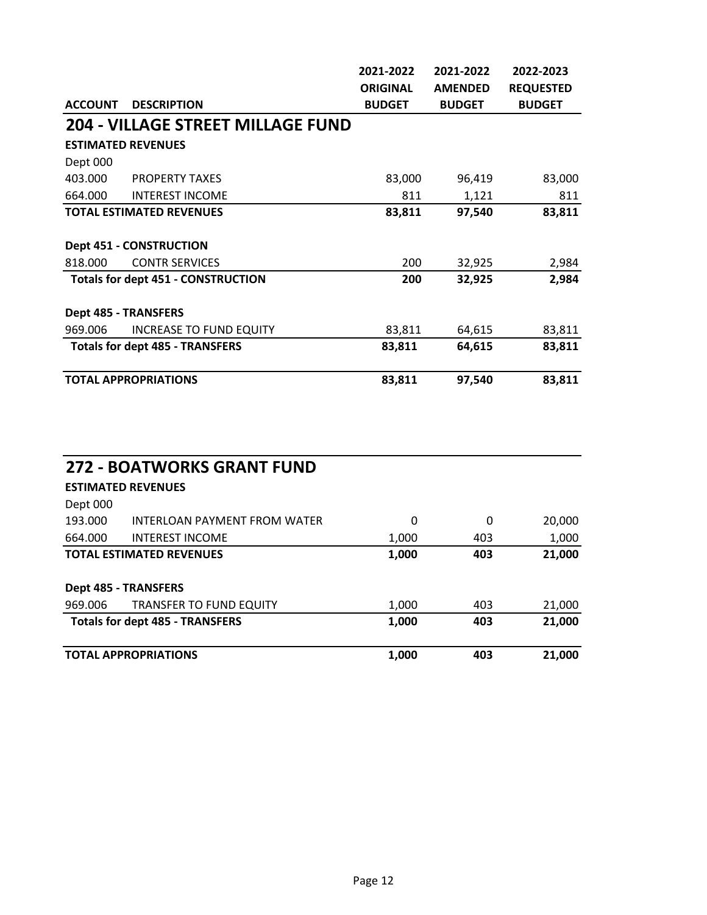| ACCOUNT | DESCRIPTION | 2021-2022 ORIGINAL BUDGET | 2021-2022 AMENDED BUDGET | 2022-2023 REQUESTED BUDGET |
|---|---|---|---|---|
| **204 - VILLAGE STREET MILLAGE FUND** | | | | |
| **ESTIMATED REVENUES** | | | | |
| Dept 000 | | | | |
| 403.000 | PROPERTY TAXES | 83,000 | 96,419 | 83,000 |
| 664.000 | INTEREST INCOME | 811 | 1,121 | 811 |
| **TOTAL ESTIMATED REVENUES** | | **83,811** | **97,540** | **83,811** |
| **Dept 451 - CONSTRUCTION** | | | | |
| 818.000 | CONTR SERVICES | 200 | 32,925 | 2,984 |
| **Totals for dept 451 - CONSTRUCTION** | | **200** | **32,925** | **2,984** |
| **Dept 485 - TRANSFERS** | | | | |
| 969.006 | INCREASE TO FUND EQUITY | 83,811 | 64,615 | 83,811 |
| **Totals for dept 485 - TRANSFERS** | | **83,811** | **64,615** | **83,811** |
| **TOTAL APPROPRIATIONS** | | **83,811** | **97,540** | **83,811** |

| ACCOUNT | DESCRIPTION | 2021-2022 ORIGINAL BUDGET | 2021-2022 AMENDED BUDGET | 2022-2023 REQUESTED BUDGET |
|---|---|---|---|---|
| **272 - BOATWORKS GRANT FUND** | | | | |
| **ESTIMATED REVENUES** | | | | |
| Dept 000 | | | | |
| 193.000 | INTERLOAN PAYMENT FROM WATER | 0 | 0 | 20,000 |
| 664.000 | INTEREST INCOME | 1,000 | 403 | 1,000 |
| **TOTAL ESTIMATED REVENUES** | | **1,000** | **403** | **21,000** |
| **Dept 485 - TRANSFERS** | | | | |
| 969.006 | TRANSFER TO FUND EQUITY | 1,000 | 403 | 21,000 |
| **Totals for dept 485 - TRANSFERS** | | **1,000** | **403** | **21,000** |
| **TOTAL APPROPRIATIONS** | | **1,000** | **403** | **21,000** |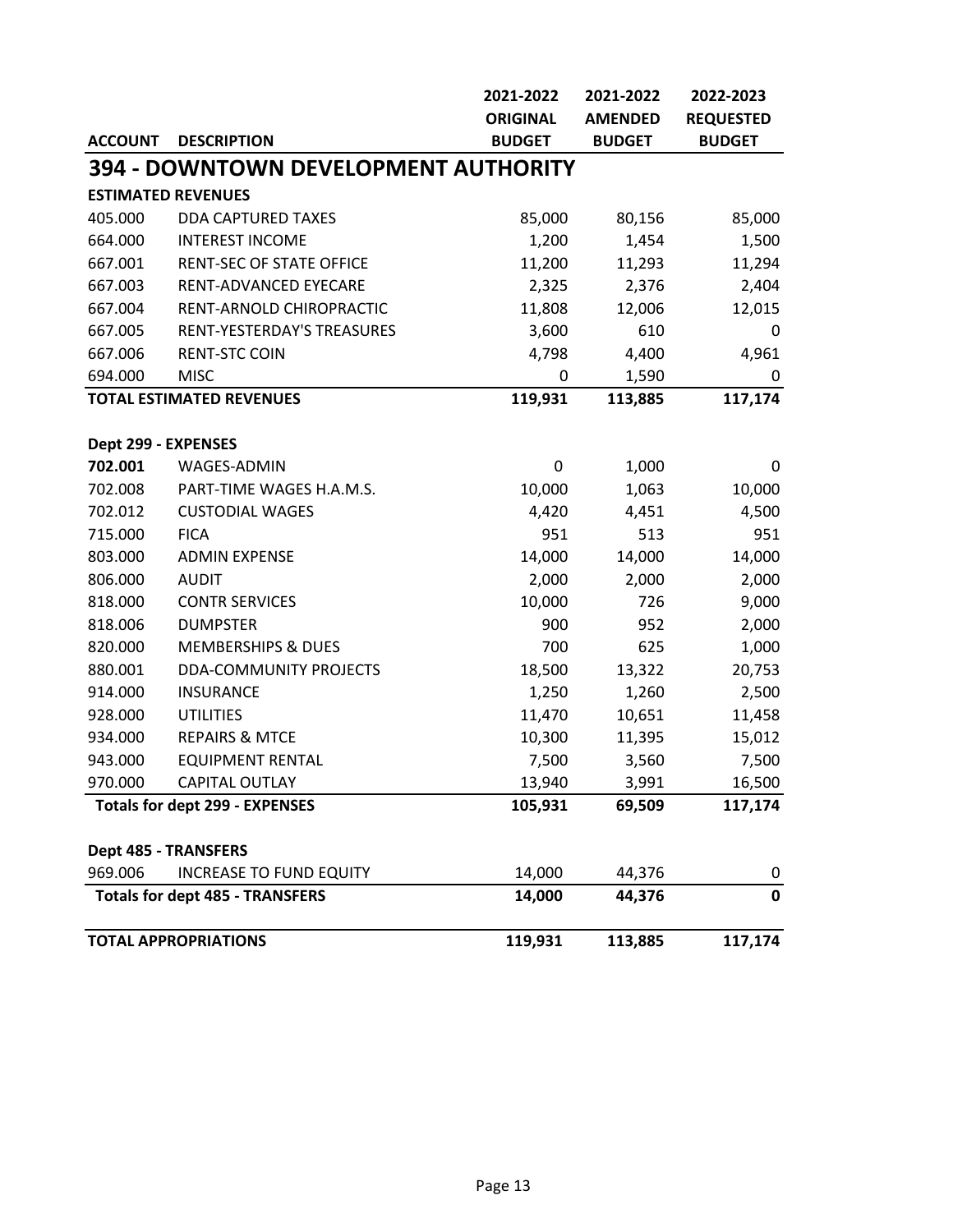| ACCOUNT | DESCRIPTION | 2021-2022 ORIGINAL BUDGET | 2021-2022 AMENDED BUDGET | 2022-2023 REQUESTED BUDGET |
|---|---|---|---|---|
| **394 - DOWNTOWN DEVELOPMENT AUTHORITY** | | | | |
| **ESTIMATED REVENUES** | | | | |
| 405.000 | DDA CAPTURED TAXES | 85,000 | 80,156 | 85,000 |
| 664.000 | INTEREST INCOME | 1,200 | 1,454 | 1,500 |
| 667.001 | RENT-SEC OF STATE OFFICE | 11,200 | 11,293 | 11,294 |
| 667.003 | RENT-ADVANCED EYECARE | 2,325 | 2,376 | 2,404 |
| 667.004 | RENT-ARNOLD CHIROPRACTIC | 11,808 | 12,006 | 12,015 |
| 667.005 | RENT-YESTERDAY'S TREASURES | 3,600 | 610 | 0 |
| 667.006 | RENT-STC COIN | 4,798 | 4,400 | 4,961 |
| 694.000 | MISC | 0 | 1,590 | 0 |
| **TOTAL ESTIMATED REVENUES** | | **119,931** | **113,885** | **117,174** |
| **Dept 299 - EXPENSES** | | | | |
| **702.001** | WAGES-ADMIN | 0 | 1,000 | 0 |
| 702.008 | PART-TIME WAGES H.A.M.S. | 10,000 | 1,063 | 10,000 |
| 702.012 | CUSTODIAL WAGES | 4,420 | 4,451 | 4,500 |
| 715.000 | FICA | 951 | 513 | 951 |
| 803.000 | ADMIN EXPENSE | 14,000 | 14,000 | 14,000 |
| 806.000 | AUDIT | 2,000 | 2,000 | 2,000 |
| 818.000 | CONTR SERVICES | 10,000 | 726 | 9,000 |
| 818.006 | DUMPSTER | 900 | 952 | 2,000 |
| 820.000 | MEMBERSHIPS & DUES | 700 | 625 | 1,000 |
| 880.001 | DDA-COMMUNITY PROJECTS | 18,500 | 13,322 | 20,753 |
| 914.000 | INSURANCE | 1,250 | 1,260 | 2,500 |
| 928.000 | UTILITIES | 11,470 | 10,651 | 11,458 |
| 934.000 | REPAIRS & MTCE | 10,300 | 11,395 | 15,012 |
| 943.000 | EQUIPMENT RENTAL | 7,500 | 3,560 | 7,500 |
| 970.000 | CAPITAL OUTLAY | 13,940 | 3,991 | 16,500 |
| **Totals for dept 299 - EXPENSES** | | **105,931** | **69,509** | **117,174** |
| **Dept 485 - TRANSFERS** | | | | |
| 969.006 | INCREASE TO FUND EQUITY | 14,000 | 44,376 | 0 |
| **Totals for dept 485 - TRANSFERS** | | **14,000** | **44,376** | **0** |
| **TOTAL APPROPRIATIONS** | | **119,931** | **113,885** | **117,174** |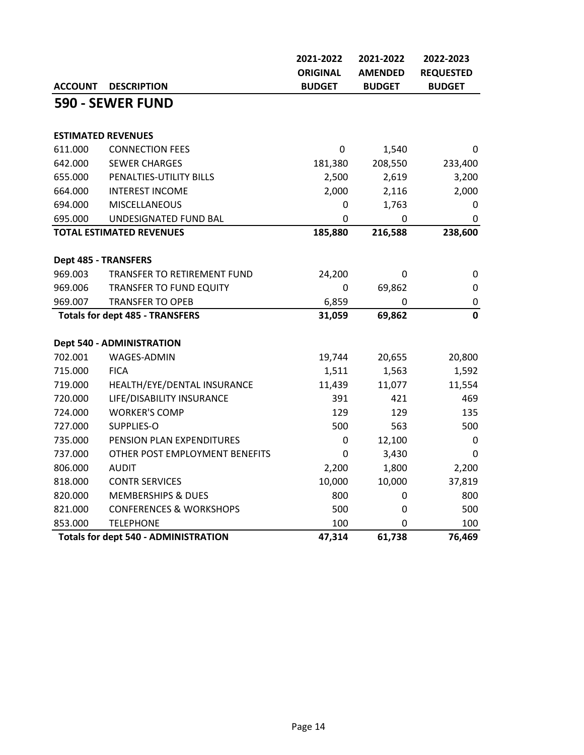| ACCOUNT | DESCRIPTION | 2021-2022 ORIGINAL BUDGET | 2021-2022 AMENDED BUDGET | 2022-2023 REQUESTED BUDGET |
|---|---|---|---|---|
| **590 - SEWER FUND** | | | | |
| **ESTIMATED REVENUES** | | | | |
| 611.000 | CONNECTION FEES | 0 | 1,540 | 0 |
| 642.000 | SEWER CHARGES | 181,380 | 208,550 | 233,400 |
| 655.000 | PENALTIES-UTILITY BILLS | 2,500 | 2,619 | 3,200 |
| 664.000 | INTEREST INCOME | 2,000 | 2,116 | 2,000 |
| 694.000 | MISCELLANEOUS | 0 | 1,763 | 0 |
| 695.000 | UNDESIGNATED FUND BAL | 0 | 0 | 0 |
| **TOTAL ESTIMATED REVENUES** | | **185,880** | **216,588** | **238,600** |
| **Dept 485 - TRANSFERS** | | | | |
| 969.003 | TRANSFER TO RETIREMENT FUND | 24,200 | 0 | 0 |
| 969.006 | TRANSFER TO FUND EQUITY | 0 | 69,862 | 0 |
| 969.007 | TRANSFER TO OPEB | 6,859 | 0 | 0 |
| **Totals for dept 485 - TRANSFERS** | | **31,059** | **69,862** | **0** |
| **Dept 540 - ADMINISTRATION** | | | | |
| 702.001 | WAGES-ADMIN | 19,744 | 20,655 | 20,800 |
| 715.000 | FICA | 1,511 | 1,563 | 1,592 |
| 719.000 | HEALTH/EYE/DENTAL INSURANCE | 11,439 | 11,077 | 11,554 |
| 720.000 | LIFE/DISABILITY INSURANCE | 391 | 421 | 469 |
| 724.000 | WORKER'S COMP | 129 | 129 | 135 |
| 727.000 | SUPPLIES-O | 500 | 563 | 500 |
| 735.000 | PENSION PLAN EXPENDITURES | 0 | 12,100 | 0 |
| 737.000 | OTHER POST EMPLOYMENT BENEFITS | 0 | 3,430 | 0 |
| 806.000 | AUDIT | 2,200 | 1,800 | 2,200 |
| 818.000 | CONTR SERVICES | 10,000 | 10,000 | 37,819 |
| 820.000 | MEMBERSHIPS & DUES | 800 | 0 | 800 |
| 821.000 | CONFERENCES & WORKSHOPS | 500 | 0 | 500 |
| 853.000 | TELEPHONE | 100 | 0 | 100 |
| **Totals for dept 540 - ADMINISTRATION** | | **47,314** | **61,738** | **76,469** |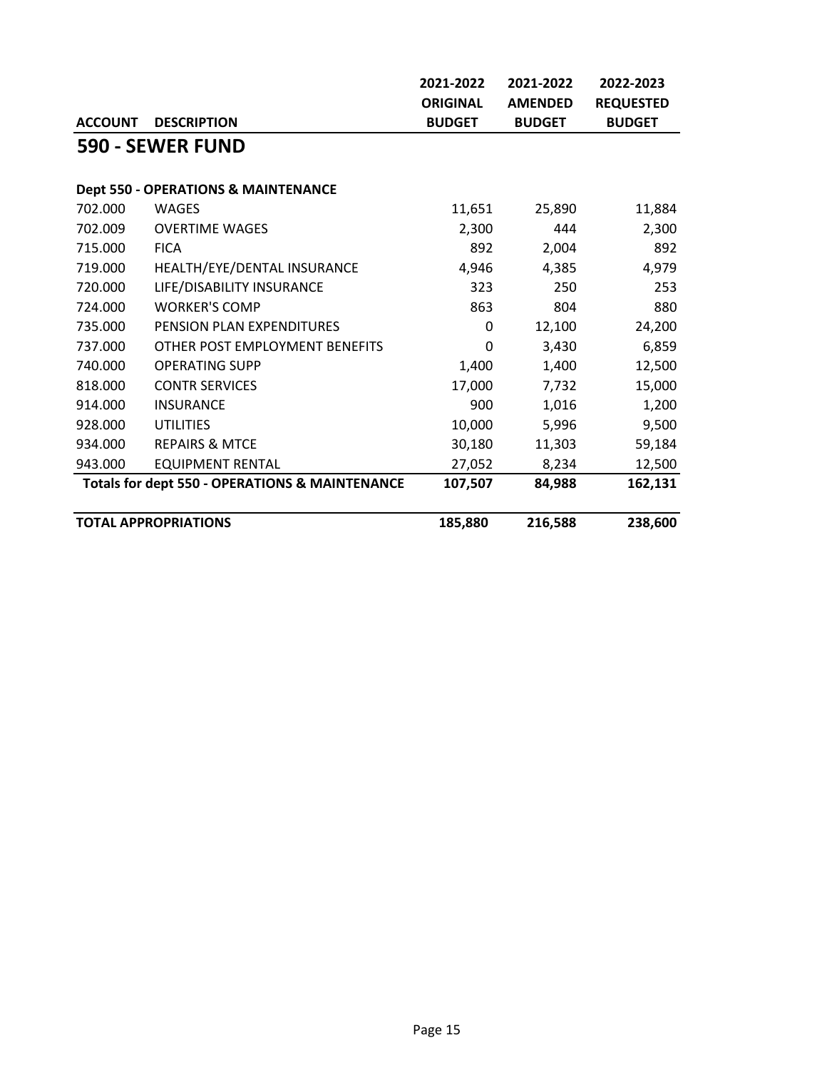| ACCOUNT | DESCRIPTION | 2021-2022 ORIGINAL BUDGET | 2021-2022 AMENDED BUDGET | 2022-2023 REQUESTED BUDGET |
|---|---|---|---|---|
| **590 - SEWER FUND** | | | | |
| **Dept 550 - OPERATIONS & MAINTENANCE** | | | | |
| 702.000 | WAGES | 11,651 | 25,890 | 11,884 |
| 702.009 | OVERTIME WAGES | 2,300 | 444 | 2,300 |
| 715.000 | FICA | 892 | 2,004 | 892 |
| 719.000 | HEALTH/EYE/DENTAL INSURANCE | 4,946 | 4,385 | 4,979 |
| 720.000 | LIFE/DISABILITY INSURANCE | 323 | 250 | 253 |
| 724.000 | WORKER'S COMP | 863 | 804 | 880 |
| 735.000 | PENSION PLAN EXPENDITURES | 0 | 12,100 | 24,200 |
| 737.000 | OTHER POST EMPLOYMENT BENEFITS | 0 | 3,430 | 6,859 |
| 740.000 | OPERATING SUPP | 1,400 | 1,400 | 12,500 |
| 818.000 | CONTR SERVICES | 17,000 | 7,732 | 15,000 |
| 914.000 | INSURANCE | 900 | 1,016 | 1,200 |
| 928.000 | UTILITIES | 10,000 | 5,996 | 9,500 |
| 934.000 | REPAIRS & MTCE | 30,180 | 11,303 | 59,184 |
| 943.000 | EQUIPMENT RENTAL | 27,052 | 8,234 | 12,500 |
| **Totals for dept 550 - OPERATIONS & MAINTENANCE** | | **107,507** | **84,988** | **162,131** |
| **TOTAL APPROPRIATIONS** | | **185,880** | **216,588** | **238,600** |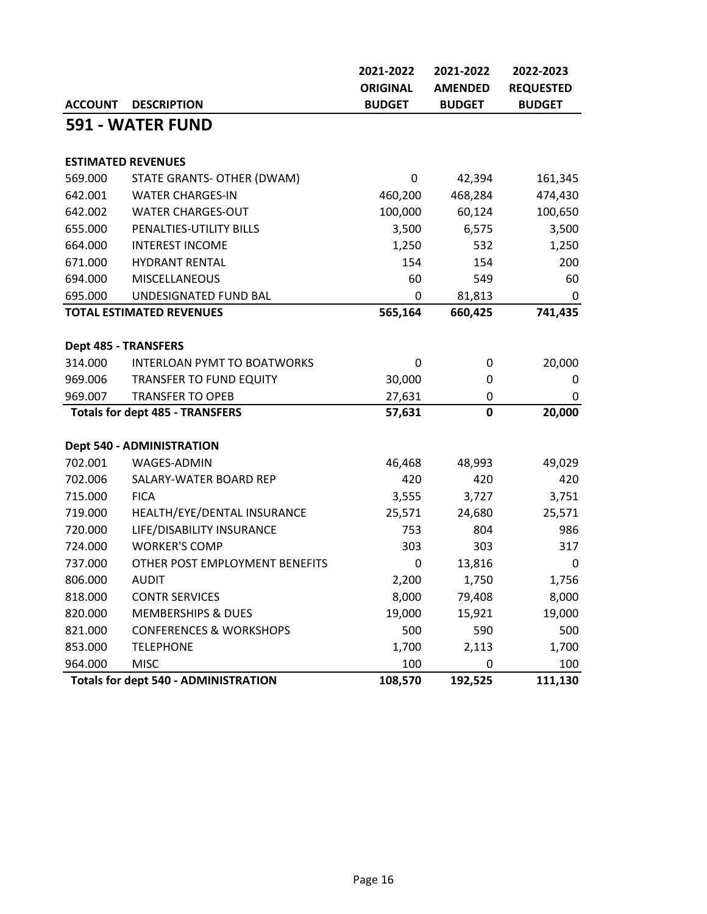| ACCOUNT | DESCRIPTION | 2021-2022 ORIGINAL BUDGET | 2021-2022 AMENDED BUDGET | 2022-2023 REQUESTED BUDGET |
|---|---|---|---|---|

## 591 - WATER FUND

| ACCOUNT | DESCRIPTION | 2021-2022 ORIGINAL BUDGET | 2021-2022 AMENDED BUDGET | 2022-2023 REQUESTED BUDGET |
|---|---|---|---|---|
| **ESTIMATED REVENUES** | | | | |
| 569.000 | STATE GRANTS- OTHER (DWAM) | 0 | 42,394 | 161,345 |
| 642.001 | WATER CHARGES-IN | 460,200 | 468,284 | 474,430 |
| 642.002 | WATER CHARGES-OUT | 100,000 | 60,124 | 100,650 |
| 655.000 | PENALTIES-UTILITY BILLS | 3,500 | 6,575 | 3,500 |
| 664.000 | INTEREST INCOME | 1,250 | 532 | 1,250 |
| 671.000 | HYDRANT RENTAL | 154 | 154 | 200 |
| 694.000 | MISCELLANEOUS | 60 | 549 | 60 |
| 695.000 | UNDESIGNATED FUND BAL | 0 | 81,813 | 0 |
| **TOTAL ESTIMATED REVENUES** | | **565,164** | **660,425** | **741,435** |
| **Dept 485 - TRANSFERS** | | | | |
| 314.000 | INTERLOAN PYMT TO BOATWORKS | 0 | 0 | 20,000 |
| 969.006 | TRANSFER TO FUND EQUITY | 30,000 | 0 | 0 |
| 969.007 | TRANSFER TO OPEB | 27,631 | 0 | 0 |
| **Totals for dept 485 - TRANSFERS** | | **57,631** | **0** | **20,000** |
| **Dept 540 - ADMINISTRATION** | | | | |
| 702.001 | WAGES-ADMIN | 46,468 | 48,993 | 49,029 |
| 702.006 | SALARY-WATER BOARD REP | 420 | 420 | 420 |
| 715.000 | FICA | 3,555 | 3,727 | 3,751 |
| 719.000 | HEALTH/EYE/DENTAL INSURANCE | 25,571 | 24,680 | 25,571 |
| 720.000 | LIFE/DISABILITY INSURANCE | 753 | 804 | 986 |
| 724.000 | WORKER'S COMP | 303 | 303 | 317 |
| 737.000 | OTHER POST EMPLOYMENT BENEFITS | 0 | 13,816 | 0 |
| 806.000 | AUDIT | 2,200 | 1,750 | 1,756 |
| 818.000 | CONTR SERVICES | 8,000 | 79,408 | 8,000 |
| 820.000 | MEMBERSHIPS & DUES | 19,000 | 15,921 | 19,000 |
| 821.000 | CONFERENCES & WORKSHOPS | 500 | 590 | 500 |
| 853.000 | TELEPHONE | 1,700 | 2,113 | 1,700 |
| 964.000 | MISC | 100 | 0 | 100 |
| **Totals for dept 540 - ADMINISTRATION** | | **108,570** | **192,525** | **111,130** |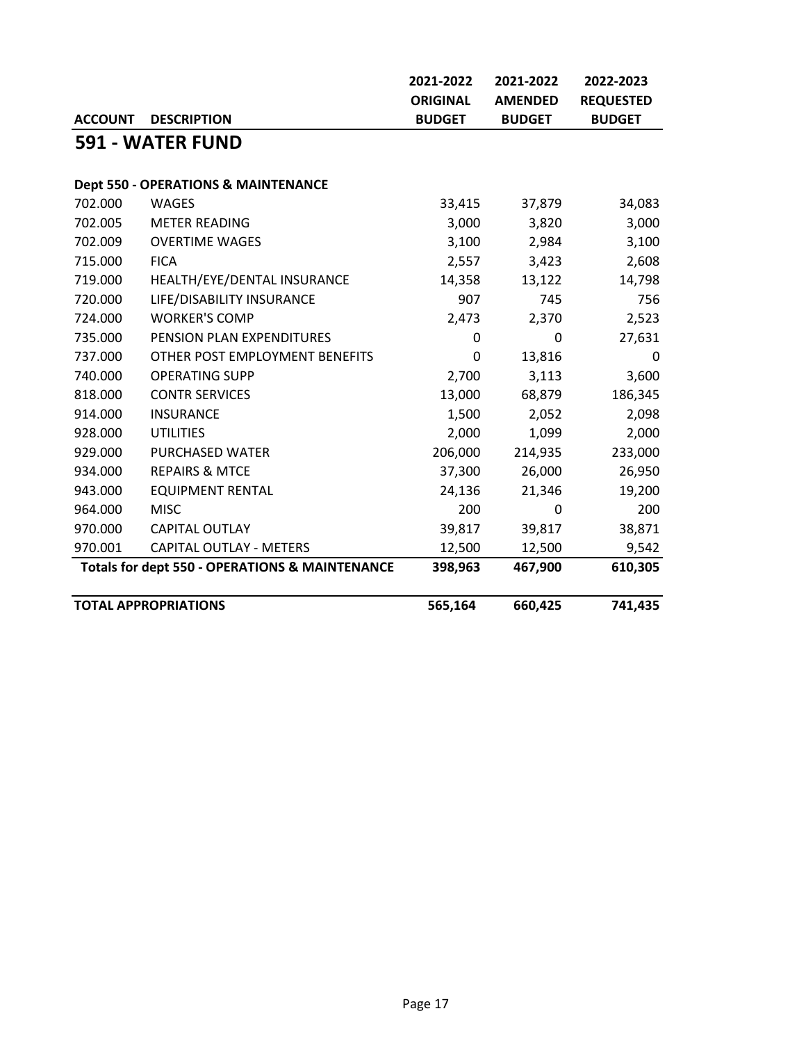| ACCOUNT | DESCRIPTION | 2021-2022 ORIGINAL BUDGET | 2021-2022 AMENDED BUDGET | 2022-2023 REQUESTED BUDGET |
|---|---|---|---|---|

## 591 - WATER FUND

**Dept 550 - OPERATIONS & MAINTENANCE**

| ACCOUNT | DESCRIPTION | 2021-2022 ORIGINAL BUDGET | 2021-2022 AMENDED BUDGET | 2022-2023 REQUESTED BUDGET |
|---|---|---|---|---|
| 702.000 | WAGES | 33,415 | 37,879 | 34,083 |
| 702.005 | METER READING | 3,000 | 3,820 | 3,000 |
| 702.009 | OVERTIME WAGES | 3,100 | 2,984 | 3,100 |
| 715.000 | FICA | 2,557 | 3,423 | 2,608 |
| 719.000 | HEALTH/EYE/DENTAL INSURANCE | 14,358 | 13,122 | 14,798 |
| 720.000 | LIFE/DISABILITY INSURANCE | 907 | 745 | 756 |
| 724.000 | WORKER'S COMP | 2,473 | 2,370 | 2,523 |
| 735.000 | PENSION PLAN EXPENDITURES | 0 | 0 | 27,631 |
| 737.000 | OTHER POST EMPLOYMENT BENEFITS | 0 | 13,816 | 0 |
| 740.000 | OPERATING SUPP | 2,700 | 3,113 | 3,600 |
| 818.000 | CONTR SERVICES | 13,000 | 68,879 | 186,345 |
| 914.000 | INSURANCE | 1,500 | 2,052 | 2,098 |
| 928.000 | UTILITIES | 2,000 | 1,099 | 2,000 |
| 929.000 | PURCHASED WATER | 206,000 | 214,935 | 233,000 |
| 934.000 | REPAIRS & MTCE | 37,300 | 26,000 | 26,950 |
| 943.000 | EQUIPMENT RENTAL | 24,136 | 21,346 | 19,200 |
| 964.000 | MISC | 200 | 0 | 200 |
| 970.000 | CAPITAL OUTLAY | 39,817 | 39,817 | 38,871 |
| 970.001 | CAPITAL OUTLAY - METERS | 12,500 | 12,500 | 9,542 |
| **Totals for dept 550 - OPERATIONS & MAINTENANCE** | | **398,963** | **467,900** | **610,305** |
| | | | | |
| **TOTAL APPROPRIATIONS** | | **565,164** | **660,425** | **741,435** |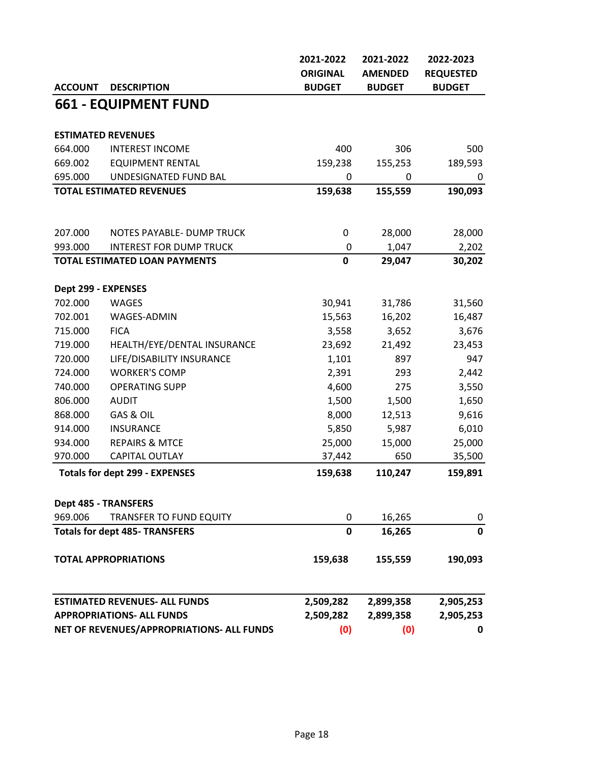| ACCOUNT | DESCRIPTION | 2021-2022 ORIGINAL BUDGET | 2021-2022 AMENDED BUDGET | 2022-2023 REQUESTED BUDGET |
|---|---|---|---|---|
| **661 - EQUIPMENT FUND** | | | | |
| **ESTIMATED REVENUES** | | | | |
| 664.000 | INTEREST INCOME | 400 | 306 | 500 |
| 669.002 | EQUIPMENT RENTAL | 159,238 | 155,253 | 189,593 |
| 695.000 | UNDESIGNATED FUND BAL | 0 | 0 | 0 |
| **TOTAL ESTIMATED REVENUES** | | **159,638** | **155,559** | **190,093** |
| | | | | |
| 207.000 | NOTES PAYABLE- DUMP TRUCK | 0 | 28,000 | 28,000 |
| 993.000 | INTEREST FOR DUMP TRUCK | 0 | 1,047 | 2,202 |
| **TOTAL ESTIMATED LOAN PAYMENTS** | | **0** | **29,047** | **30,202** |
| | | | | |
| **Dept 299 - EXPENSES** | | | | |
| 702.000 | WAGES | 30,941 | 31,786 | 31,560 |
| 702.001 | WAGES-ADMIN | 15,563 | 16,202 | 16,487 |
| 715.000 | FICA | 3,558 | 3,652 | 3,676 |
| 719.000 | HEALTH/EYE/DENTAL INSURANCE | 23,692 | 21,492 | 23,453 |
| 720.000 | LIFE/DISABILITY INSURANCE | 1,101 | 897 | 947 |
| 724.000 | WORKER'S COMP | 2,391 | 293 | 2,442 |
| 740.000 | OPERATING SUPP | 4,600 | 275 | 3,550 |
| 806.000 | AUDIT | 1,500 | 1,500 | 1,650 |
| 868.000 | GAS & OIL | 8,000 | 12,513 | 9,616 |
| 914.000 | INSURANCE | 5,850 | 5,987 | 6,010 |
| 934.000 | REPAIRS & MTCE | 25,000 | 15,000 | 25,000 |
| 970.000 | CAPITAL OUTLAY | 37,442 | 650 | 35,500 |
| **Totals for dept 299 - EXPENSES** | | **159,638** | **110,247** | **159,891** |
| | | | | |
| **Dept 485 - TRANSFERS** | | | | |
| 969.006 | TRANSFER TO FUND EQUITY | 0 | 16,265 | 0 |
| **Totals for dept 485- TRANSFERS** | | **0** | **16,265** | **0** |
| | | | | |
| **TOTAL APPROPRIATIONS** | | **159,638** | **155,559** | **190,093** |
| | | | | |
| **ESTIMATED REVENUES- ALL FUNDS** | | **2,509,282** | **2,899,358** | **2,905,253** |
| **APPROPRIATIONS- ALL FUNDS** | | **2,509,282** | **2,899,358** | **2,905,253** |
| **NET OF REVENUES/APPROPRIATIONS- ALL FUNDS** | | **(0)** | **(0)** | **0** |